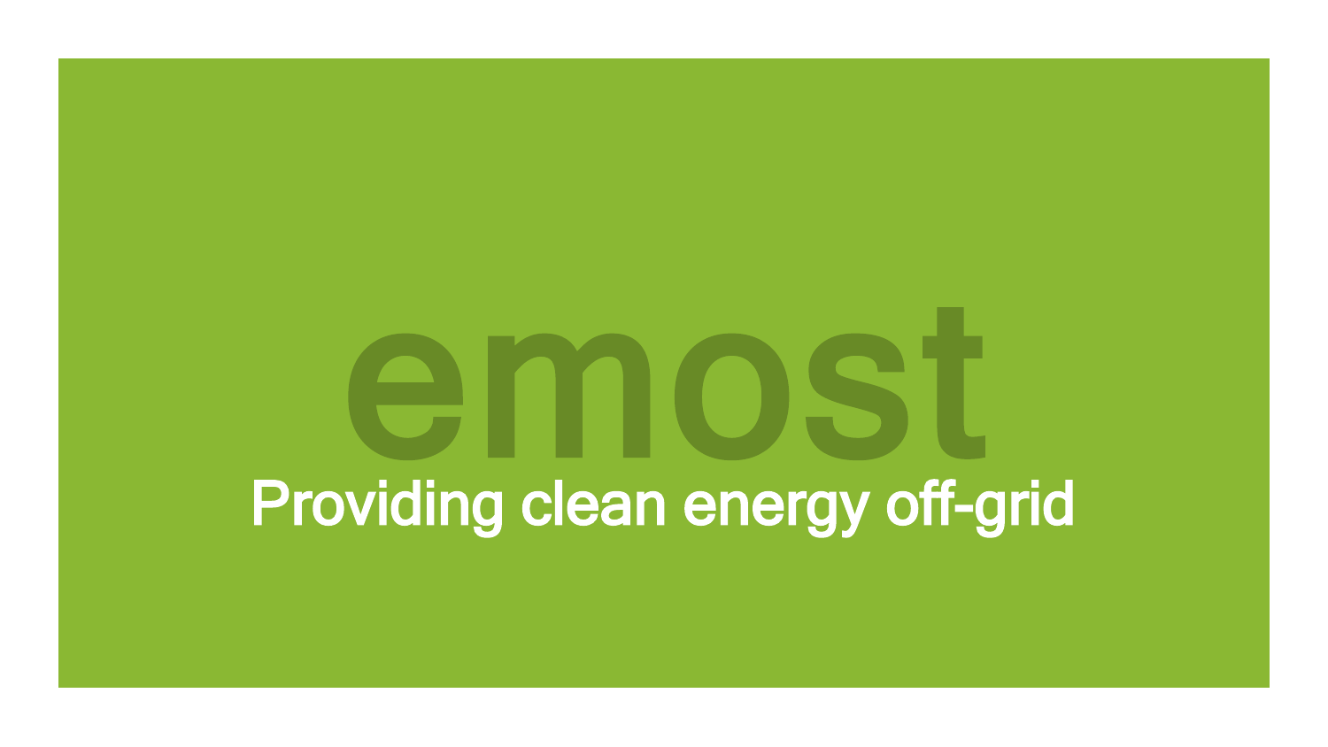# emost

Providing clean energy off-grid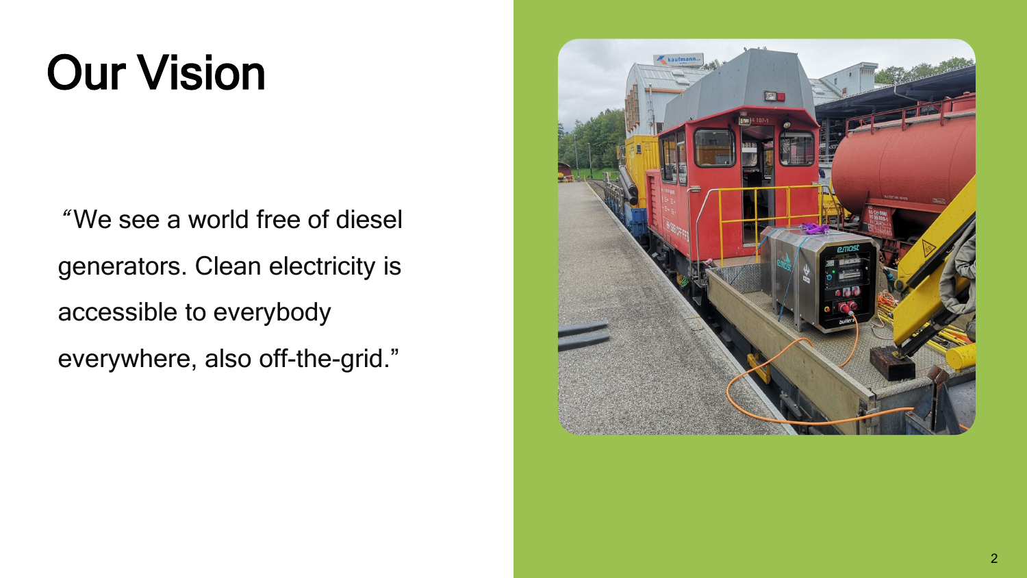# Our Vision

"We see a world free of diesel generators. Clean electricity is accessible to everybody everywhere, also off-the-grid."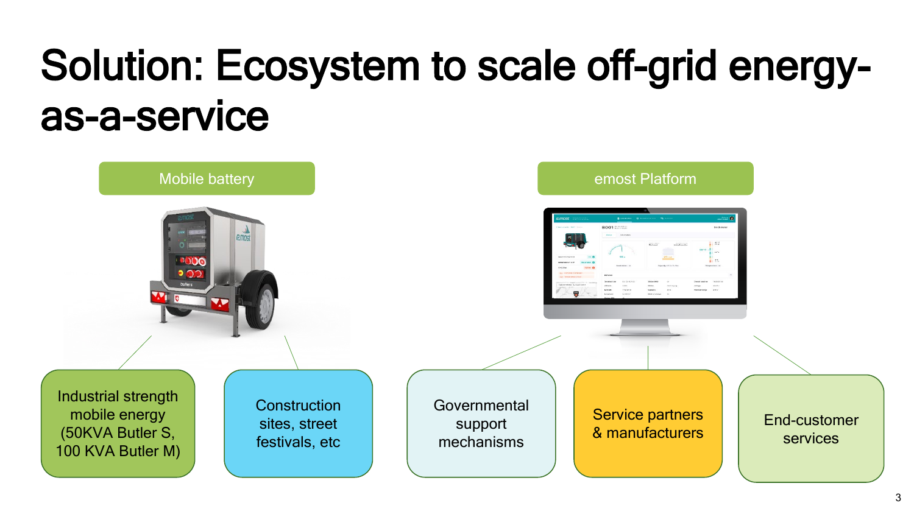# Solution: Ecosystem to scale off-grid energy-as-a-service

## Mobile battery

- Industrial strength mobile energy (50KVA Butler S, 100 KVA Butler M)
- Construction sites, street festivals, etc

## emost Platform

- Governmental support mechanisms
- Service partners & manufacturers
- End-customer services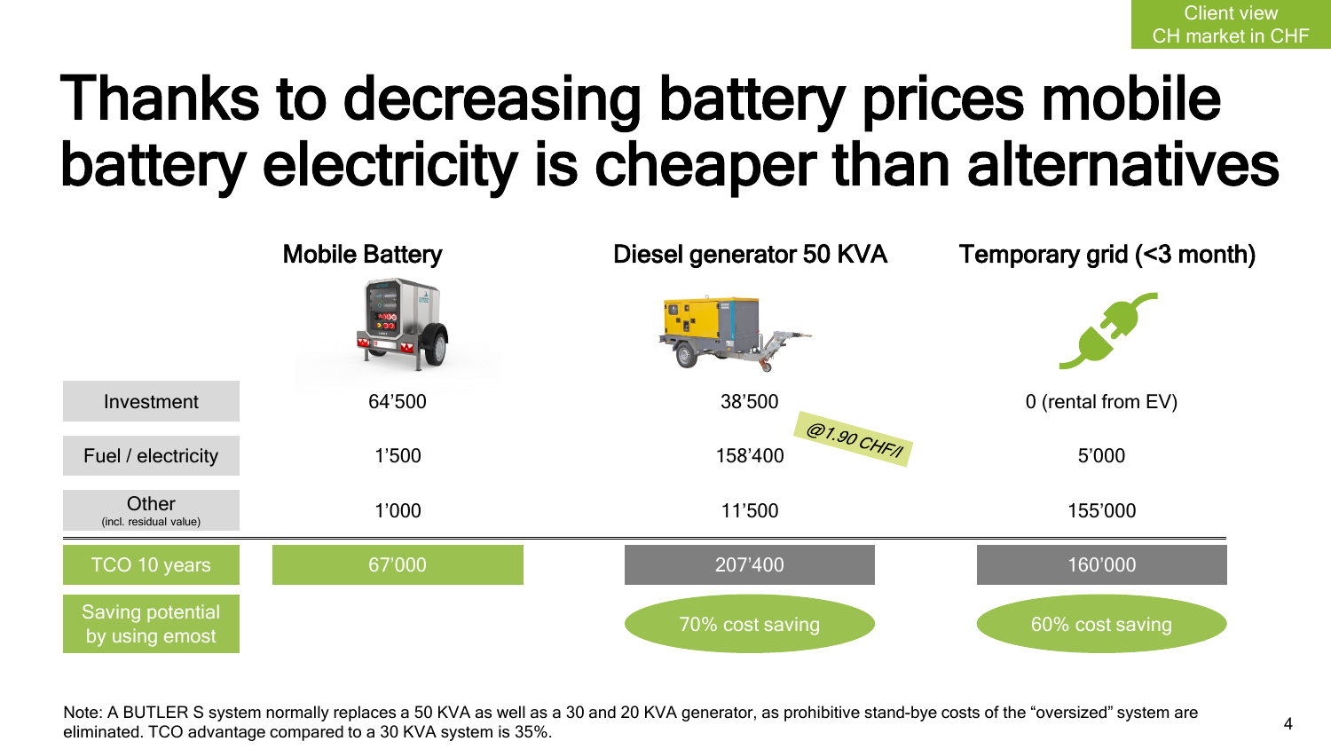Client view
CH market in CHF

# Thanks to decreasing battery prices mobile battery electricity is cheaper than alternatives

| | Mobile Battery | Diesel generator 50 KVA | Temporary grid (<3 month) |
|---|---|---|---|
| Investment | 64'500 | 38'500 | 0 (rental from EV) |
| Fuel / electricity | 1'500 | 158'400 (@1.90 CHF/l) | 5'000 |
| Other (incl. residual value) | 1'000 | 11'500 | 155'000 |
| TCO 10 years | 67'000 | 207'400 | 160'000 |
| Saving potential by using emost | | 70% cost saving | 60% cost saving |

Note: A BUTLER S system normally replaces a 50 KVA as well as a 30 and 20 KVA generator, as prohibitive stand-bye costs of the "oversized" system are eliminated. TCO advantage compared to a 30 KVA system is 35%.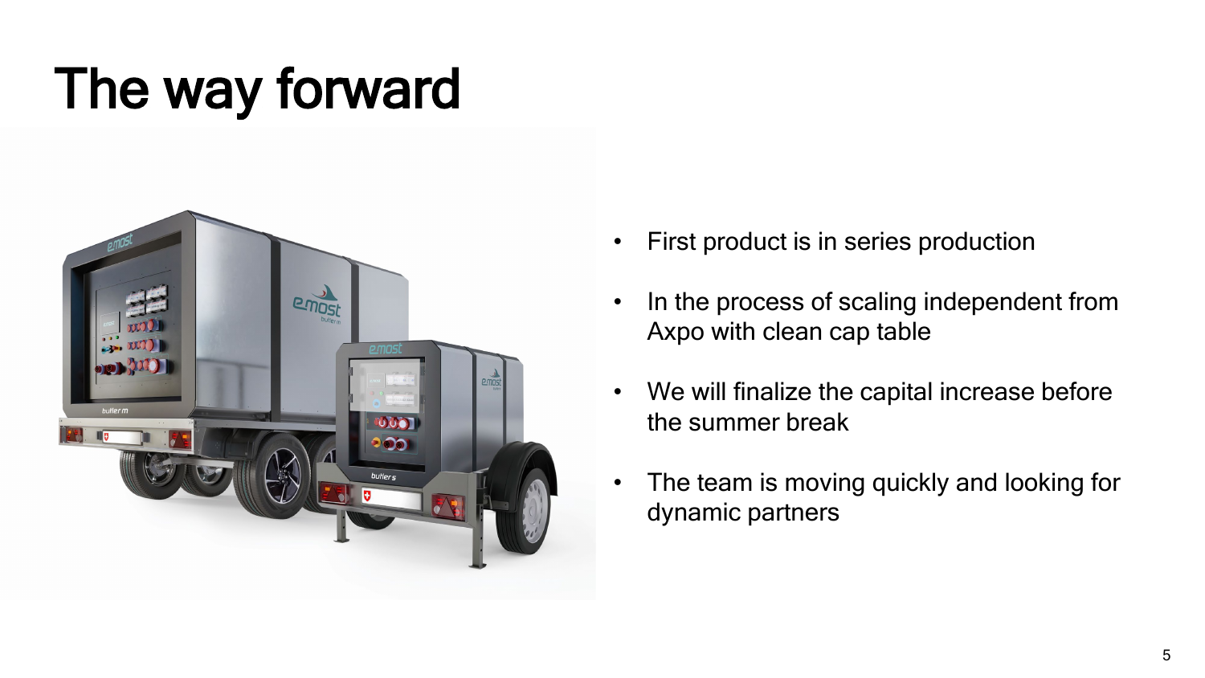# The way forward

- First product is in series production
- In the process of scaling independent from Axpo with clean cap table
- We will finalize the capital increase before the summer break
- The team is moving quickly and looking for dynamic partners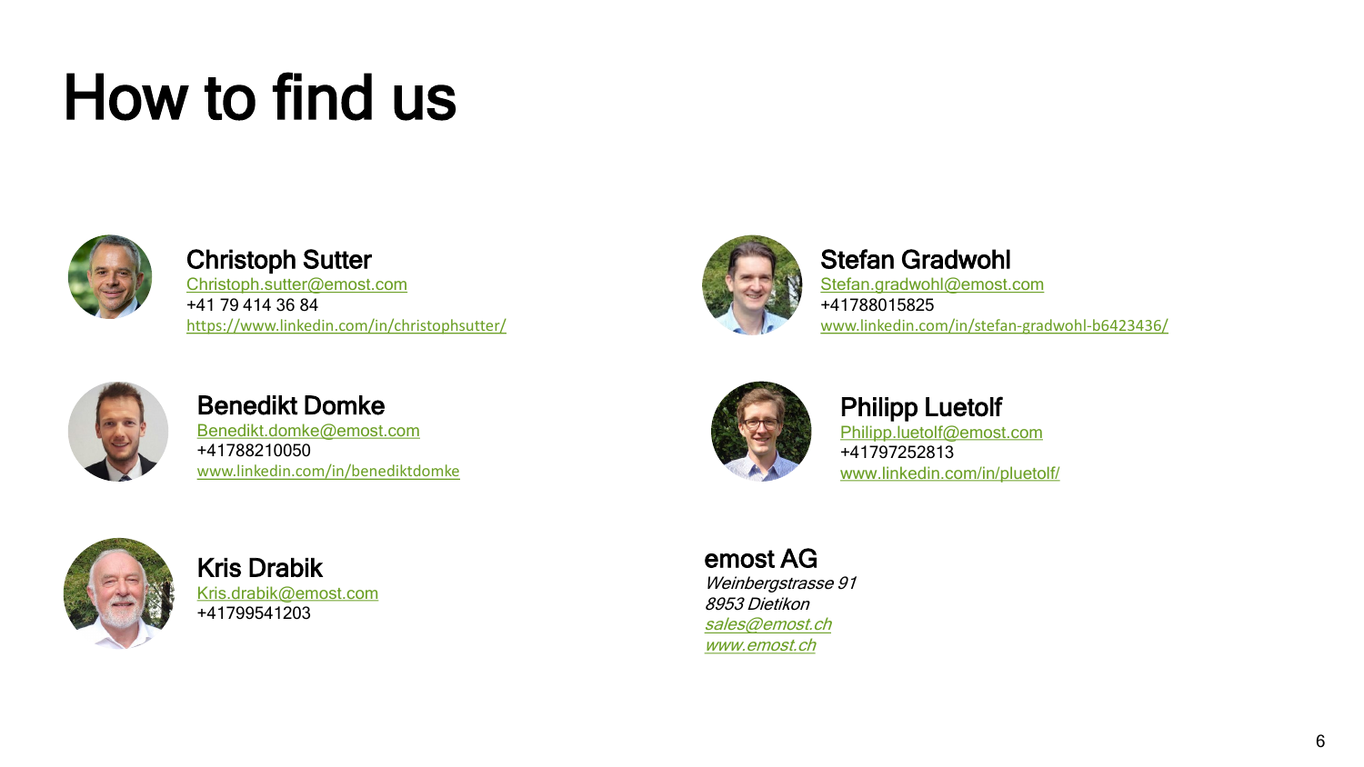# How to find us

## Christoph Sutter

Christoph.sutter@emost.com
+41 79 414 36 84
https://www.linkedin.com/in/christophsutter/

## Stefan Gradwohl

Stefan.gradwohl@emost.com
+41788015825
www.linkedin.com/in/stefan-gradwohl-b6423436/

## Benedikt Domke

Benedikt.domke@emost.com
+41788210050
www.linkedin.com/in/benediktdomke

## Philipp Luetolf

Philipp.luetolf@emost.com
+41797252813
www.linkedin.com/in/pluetolf/

## Kris Drabik

Kris.drabik@emost.com
+41799541203

## emost AG

*Weinbergstrasse 91*
*8953 Dietikon*
*sales@emost.ch*
*www.emost.ch*